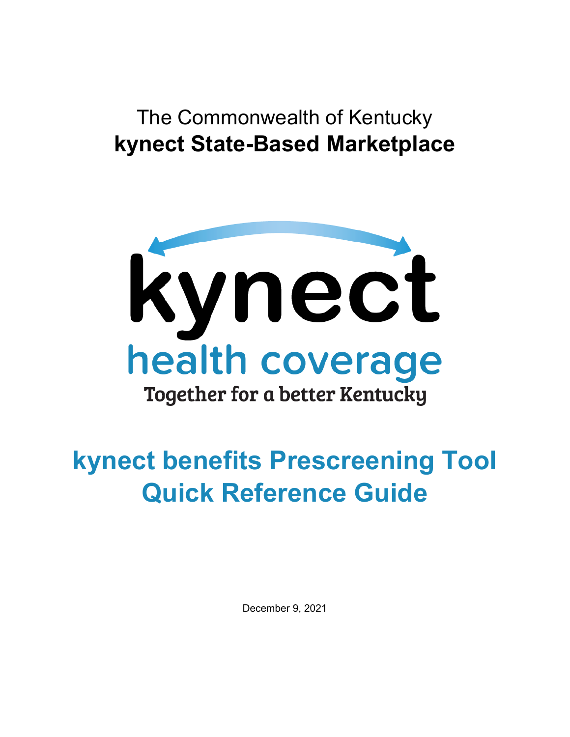The Commonwealth of Kentucky

**kynect State-Based Marketplace**

kynect

health coverage

Together for a better Kentucky

# kynect benefits Prescreening Tool Quick Reference Guide

December 9, 2021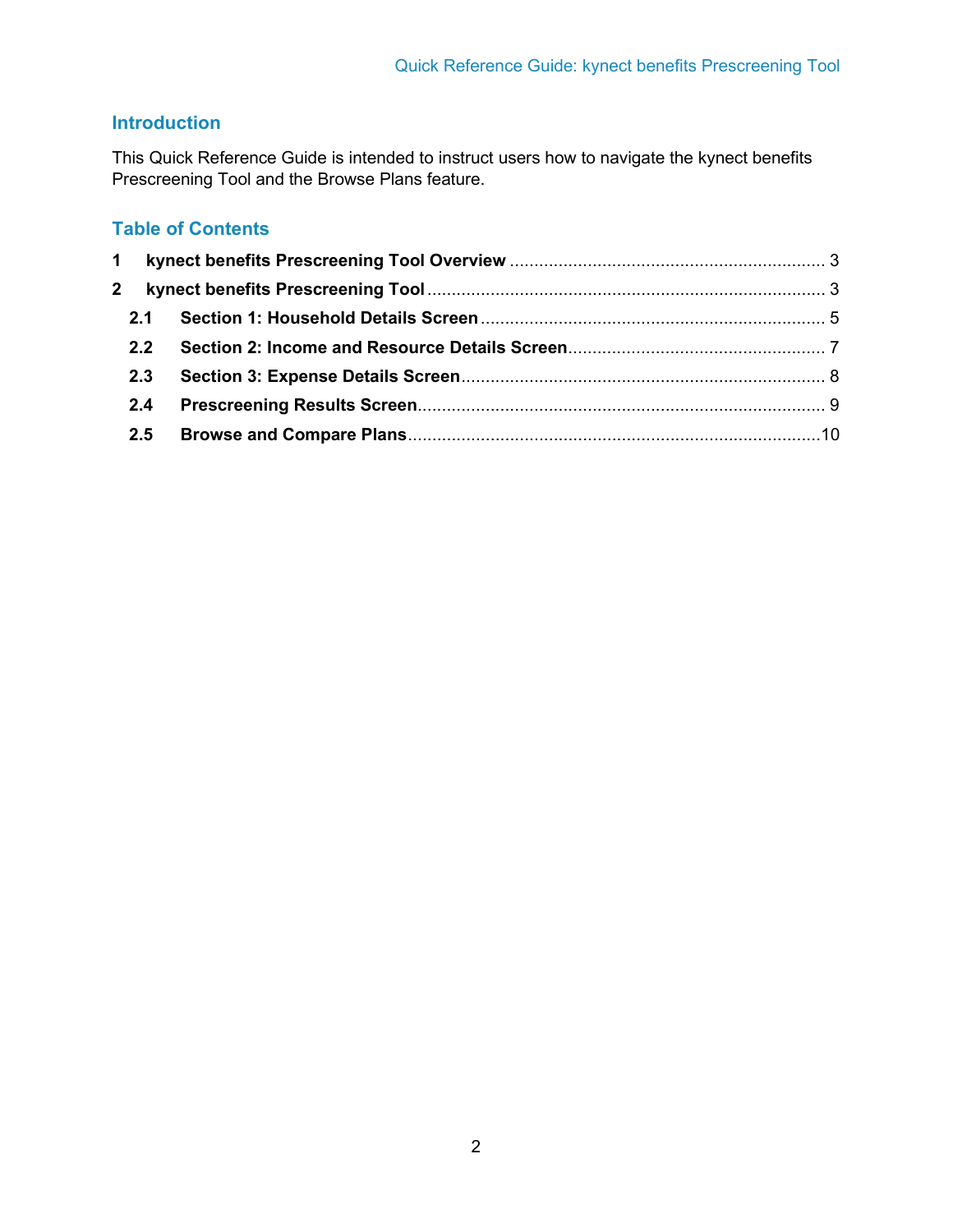## Introduction

This Quick Reference Guide is intended to instruct users how to navigate the kynect benefits Prescreening Tool and the Browse Plans feature.

## Table of Contents

**1 kynect benefits Prescreening Tool Overview** ................................................................. 3

**2 kynect benefits Prescreening Tool** ................................................................................. 3

- **2.1 Section 1: Household Details Screen** ....................................................................... 5
- **2.2 Section 2: Income and Resource Details Screen** ..................................................... 7
- **2.3 Section 3: Expense Details Screen** .......................................................................... 8
- **2.4 Prescreening Results Screen** .................................................................................... 9
- **2.5 Browse and Compare Plans** ....................................................................................10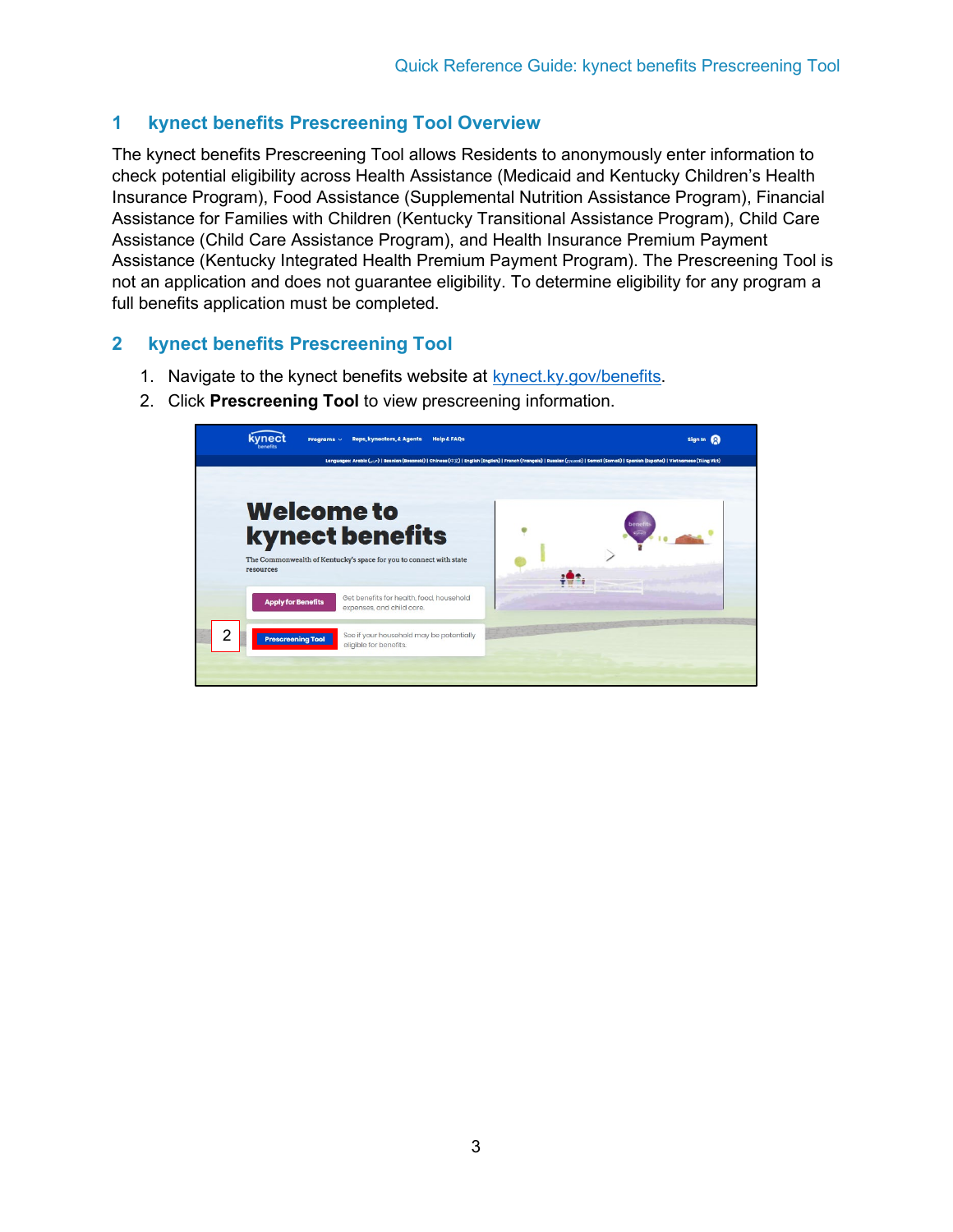## 1 kynect benefits Prescreening Tool Overview

The kynect benefits Prescreening Tool allows Residents to anonymously enter information to check potential eligibility across Health Assistance (Medicaid and Kentucky Children's Health Insurance Program), Food Assistance (Supplemental Nutrition Assistance Program), Financial Assistance for Families with Children (Kentucky Transitional Assistance Program), Child Care Assistance (Child Care Assistance Program), and Health Insurance Premium Payment Assistance (Kentucky Integrated Health Premium Payment Program). The Prescreening Tool is not an application and does not guarantee eligibility. To determine eligibility for any program a full benefits application must be completed.

## 2 kynect benefits Prescreening Tool

1. Navigate to the kynect benefits website at [kynect.ky.gov/benefits](kynect.ky.gov/benefits).
2. Click **Prescreening Tool** to view prescreening information.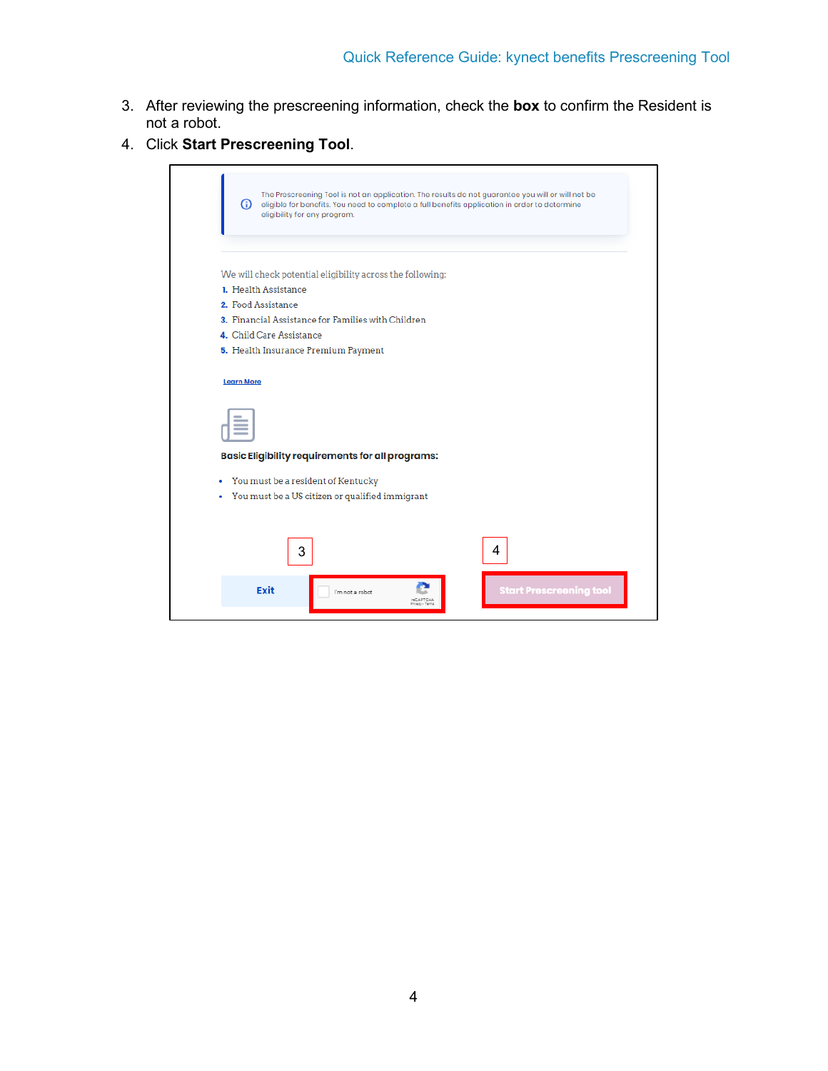3. After reviewing the prescreening information, check the **box** to confirm the Resident is not a robot.
4. Click **Start Prescreening Tool**.

The Prescreening Tool is not an application. The results do not guarantee you will or will not be eligible for benefits. You need to complete a full benefits application in order to determine eligibility for any program.

We will check potential eligibility across the following:

1. Health Assistance
2. Food Assistance
3. Financial Assistance for Families with Children
4. Child Care Assistance
5. Health Insurance Premium Payment

Learn More

**Basic Eligibility requirements for all programs:**

- You must be a resident of Kentucky
- You must be a US citizen or qualified immigrant

3 4

Exit | I'm not a robot | Start Prescreening tool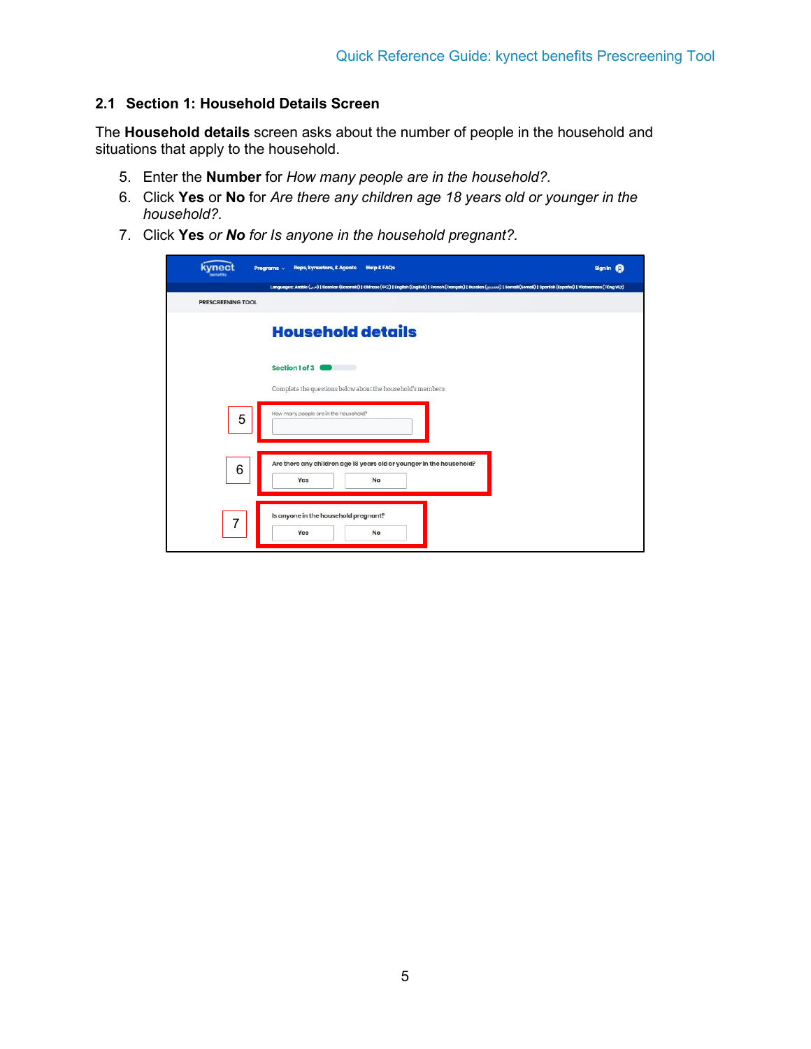### 2.1 Section 1: Household Details Screen

The **Household details** screen asks about the number of people in the household and situations that apply to the household.

5. Enter the **Number** for *How many people are in the household?.*
6. Click **Yes** or **No** for *Are there any children age 18 years old or younger in the household?.*
7. Click **Yes** *or* ***No*** *for Is anyone in the household pregnant?.*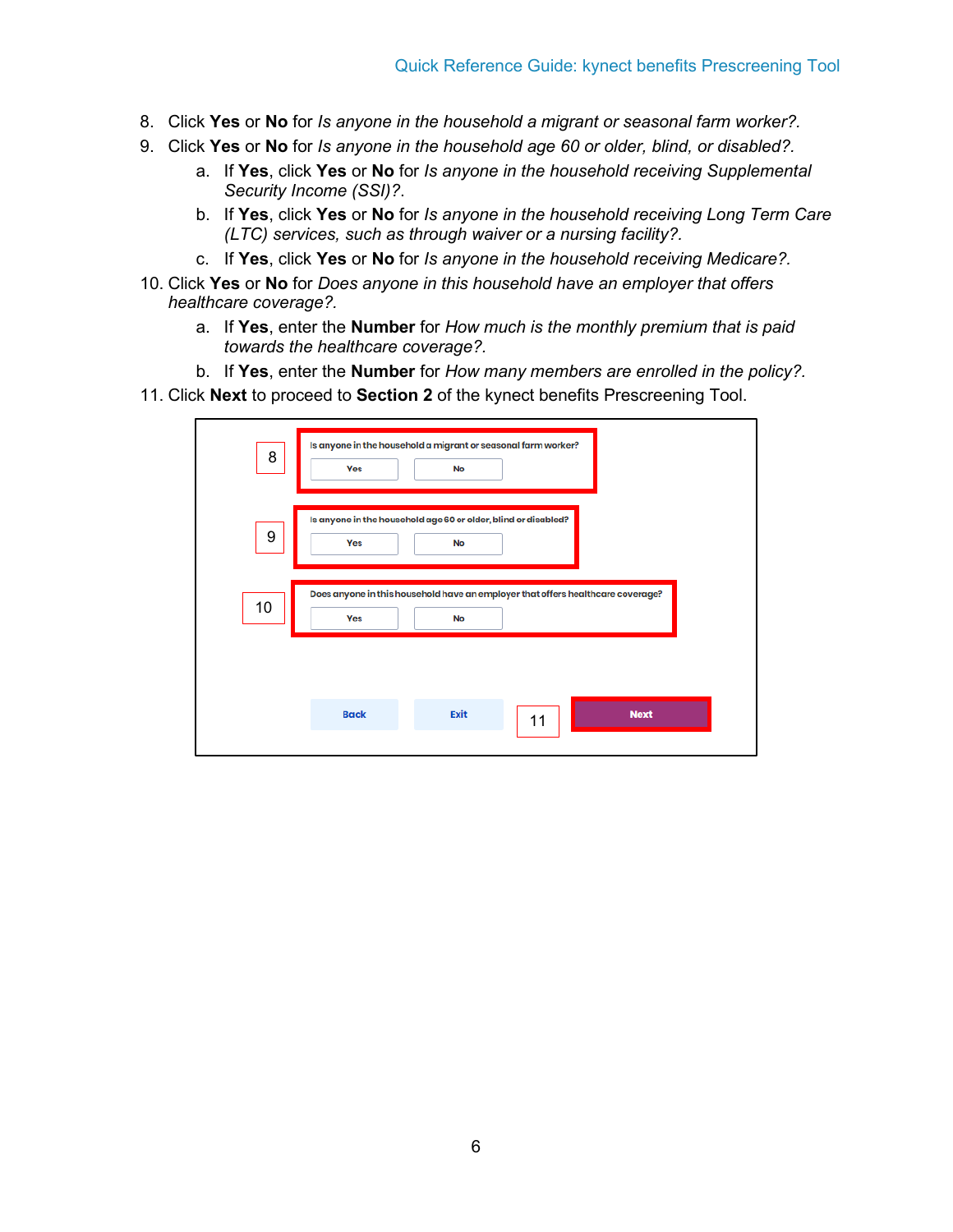8. Click **Yes** or **No** for *Is anyone in the household a migrant or seasonal farm worker?.*
9. Click **Yes** or **No** for *Is anyone in the household age 60 or older, blind, or disabled?.*
    a. If **Yes**, click **Yes** or **No** for *Is anyone in the household receiving Supplemental Security Income (SSI)?.*
    b. If **Yes**, click **Yes** or **No** for *Is anyone in the household receiving Long Term Care (LTC) services, such as through waiver or a nursing facility?.*
    c. If **Yes**, click **Yes** or **No** for *Is anyone in the household receiving Medicare?.*
10. Click **Yes** or **No** for *Does anyone in this household have an employer that offers healthcare coverage?.*
    a. If **Yes**, enter the **Number** for *How much is the monthly premium that is paid towards the healthcare coverage?.*
    b. If **Yes**, enter the **Number** for *How many members are enrolled in the policy?.*
11. Click **Next** to proceed to **Section 2** of the kynect benefits Prescreening Tool.

8 — Is anyone in the household a migrant or seasonal farm worker? [Yes] [No]

9 — Is anyone in the household age 60 or older, blind or disabled? [Yes] [No]

10 — Does anyone in this household have an employer that offers healthcare coverage? [Yes] [No]

[Back] [Exit] 11 [Next]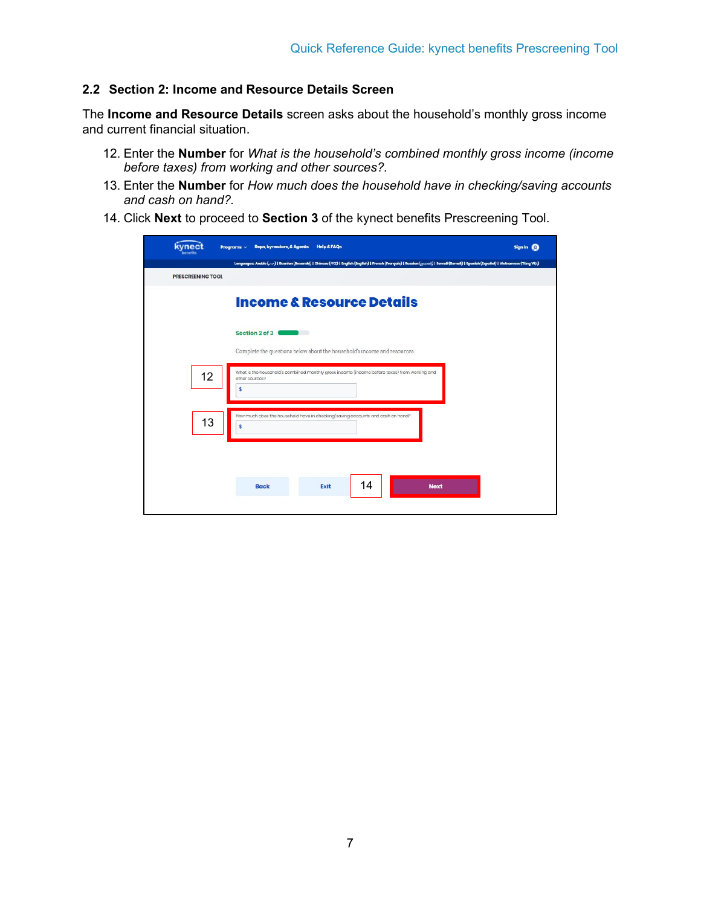## 2.2 Section 2: Income and Resource Details Screen

The **Income and Resource Details** screen asks about the household's monthly gross income and current financial situation.

12. Enter the **Number** for *What is the household's combined monthly gross income (income before taxes) from working and other sources?*.
13. Enter the **Number** for *How much does the household have in checking/saving accounts and cash on hand?*.
14. Click **Next** to proceed to **Section 3** of the kynect benefits Prescreening Tool.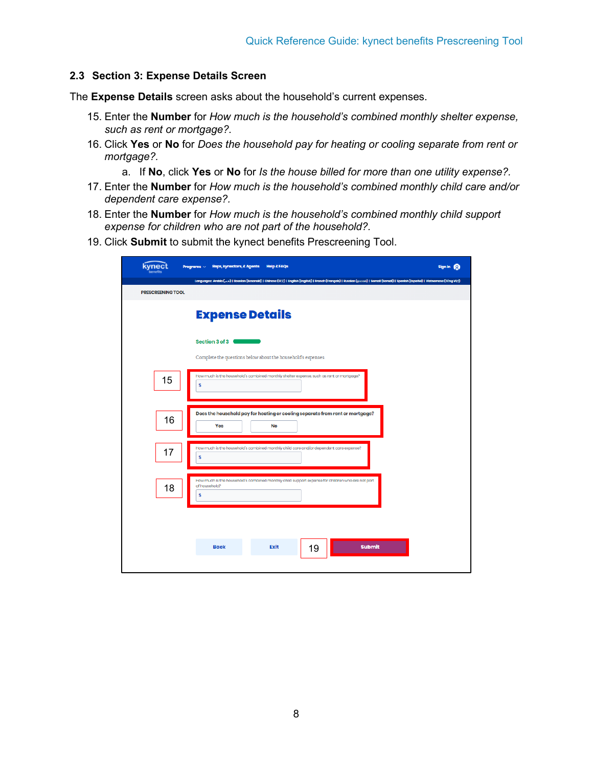## 2.3 Section 3: Expense Details Screen

The **Expense Details** screen asks about the household's current expenses.

15. Enter the **Number** for *How much is the household's combined monthly shelter expense, such as rent or mortgage?*.
16. Click **Yes** or **No** for *Does the household pay for heating or cooling separate from rent or mortgage?*.
    a. If **No**, click **Yes** or **No** for *Is the house billed for more than one utility expense?*.
17. Enter the **Number** for *How much is the household's combined monthly child care and/or dependent care expense?*.
18. Enter the **Number** for *How much is the household's combined monthly child support expense for children who are not part of the household?*.
19. Click **Submit** to submit the kynect benefits Prescreening Tool.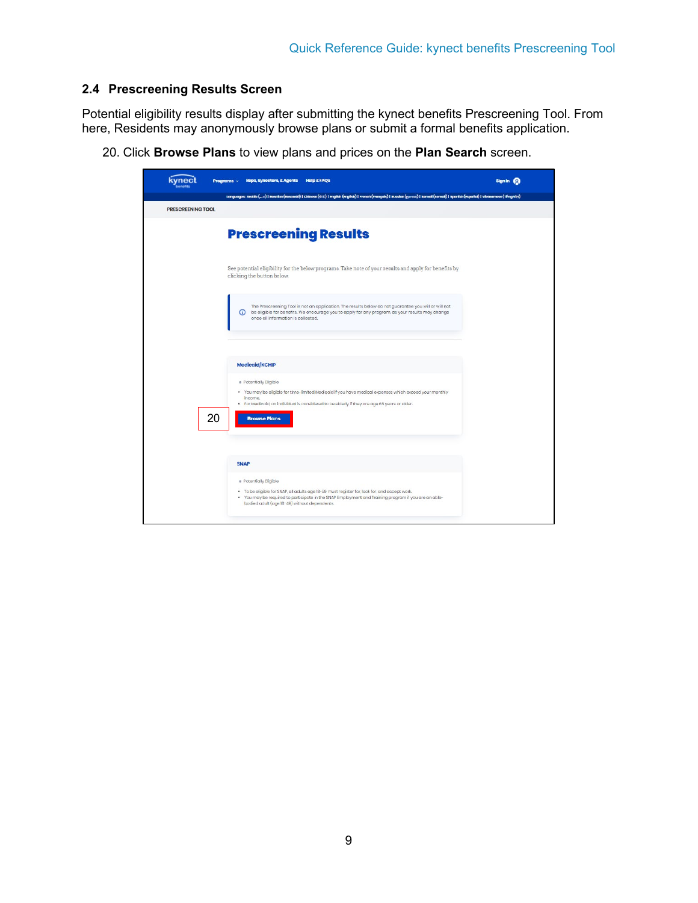## 2.4 Prescreening Results Screen

Potential eligibility results display after submitting the kynect benefits Prescreening Tool. From here, Residents may anonymously browse plans or submit a formal benefits application.

20. Click **Browse Plans** to view plans and prices on the **Plan Search** screen.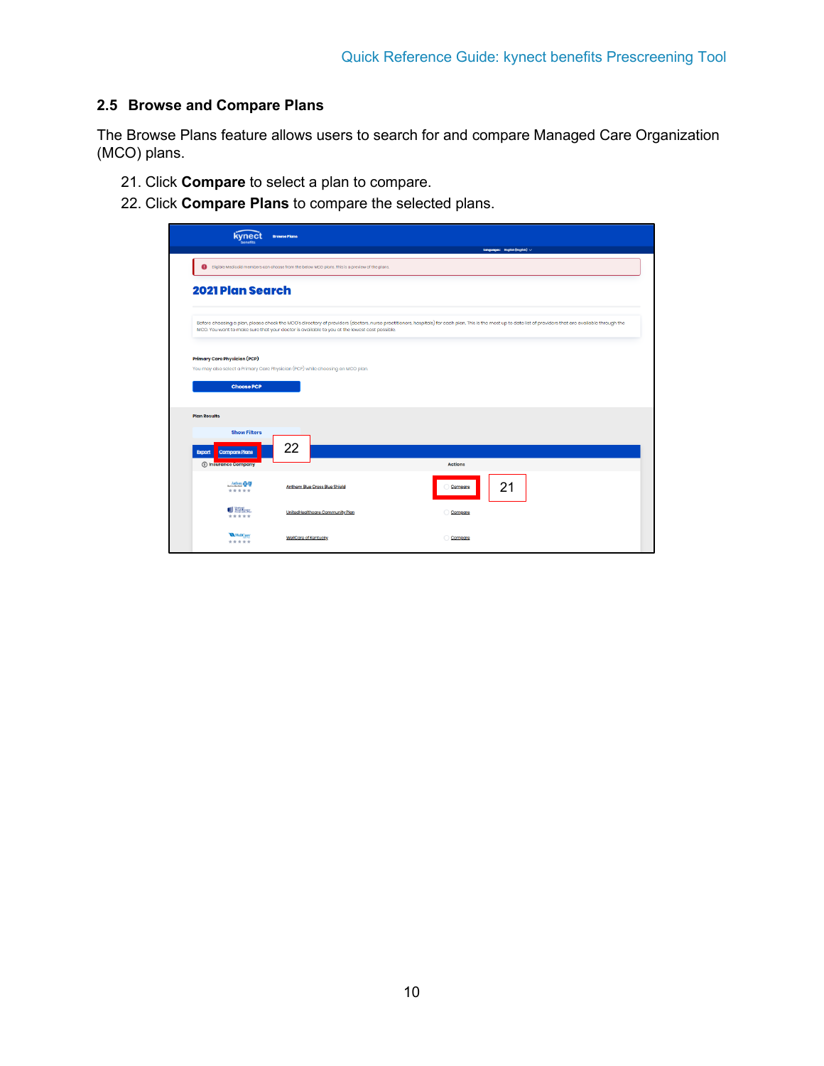## 2.5 Browse and Compare Plans

The Browse Plans feature allows users to search for and compare Managed Care Organization (MCO) plans.

21. Click **Compare** to select a plan to compare.
22. Click **Compare Plans** to compare the selected plans.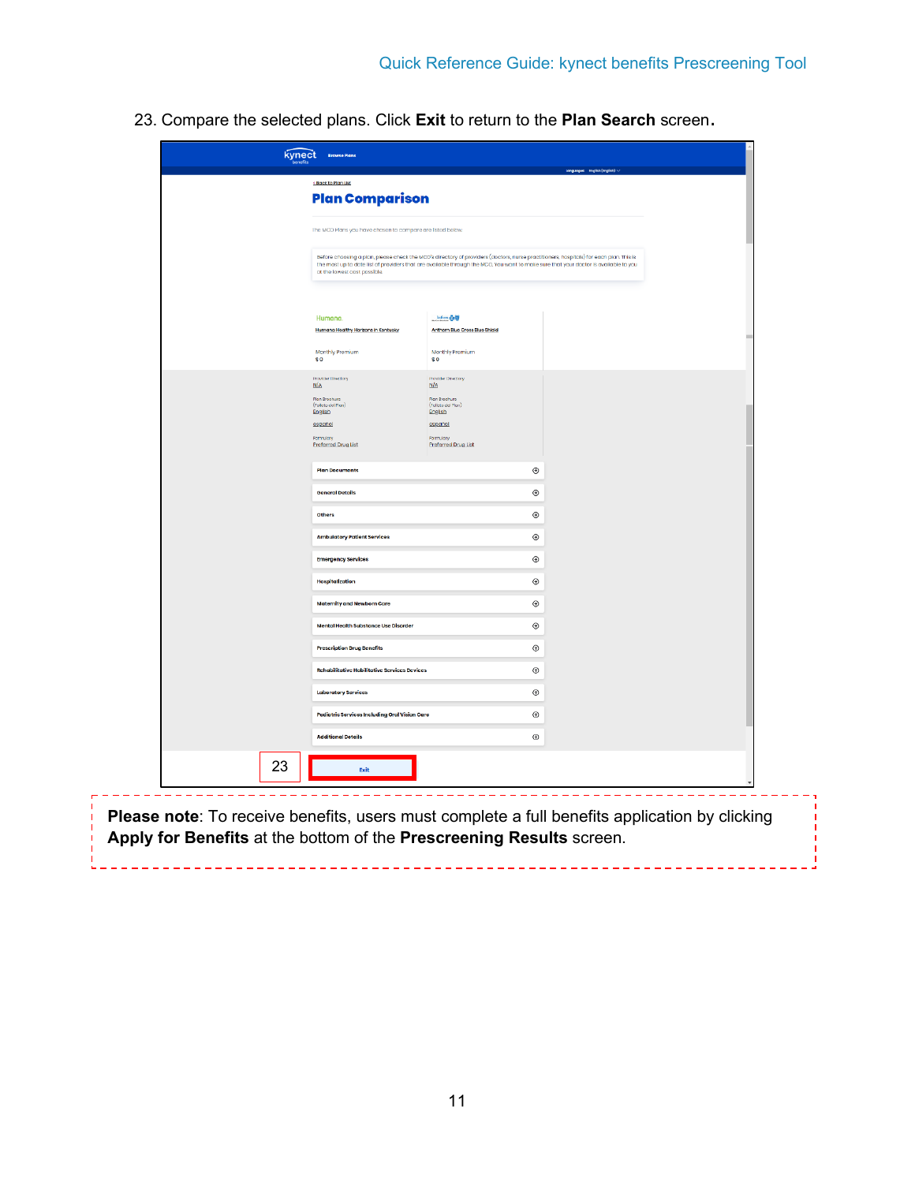23. Compare the selected plans. Click **Exit** to return to the **Plan Search** screen.

**Please note**: To receive benefits, users must complete a full benefits application by clicking **Apply for Benefits** at the bottom of the **Prescreening Results** screen.